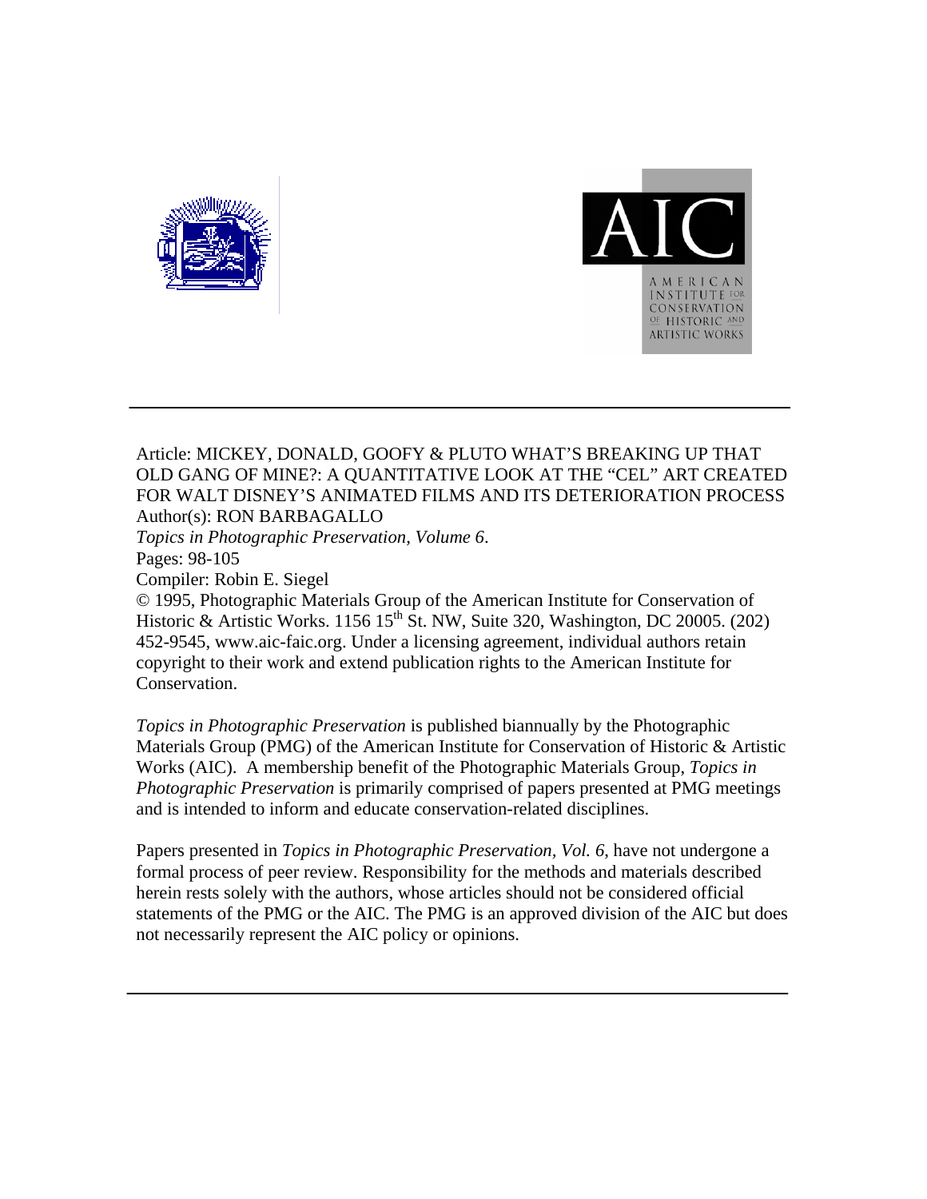Article: MICKEY, DONALD, GOOFY & PLUTO WHAT'S BREAKING UP THAT OLD GANG OF MINE?: A QUANTITATIVE LOOK AT THE "CEL" ART CREATED FOR WALT DISNEY'S ANIMATED FILMS AND ITS DETERIORATION PROCESS
Author(s): RON BARBAGALLO
*Topics in Photographic Preservation, Volume 6*.
Pages: 98-105
Compiler: Robin E. Siegel
© 1995, Photographic Materials Group of the American Institute for Conservation of Historic & Artistic Works. 1156 15th St. NW, Suite 320, Washington, DC 20005. (202) 452-9545, www.aic-faic.org. Under a licensing agreement, individual authors retain copyright to their work and extend publication rights to the American Institute for Conservation.

*Topics in Photographic Preservation* is published biannually by the Photographic Materials Group (PMG) of the American Institute for Conservation of Historic & Artistic Works (AIC). A membership benefit of the Photographic Materials Group, *Topics in Photographic Preservation* is primarily comprised of papers presented at PMG meetings and is intended to inform and educate conservation-related disciplines.

Papers presented in *Topics in Photographic Preservation, Vol. 6*, have not undergone a formal process of peer review. Responsibility for the methods and materials described herein rests solely with the authors, whose articles should not be considered official statements of the PMG or the AIC. The PMG is an approved division of the AIC but does not necessarily represent the AIC policy or opinions.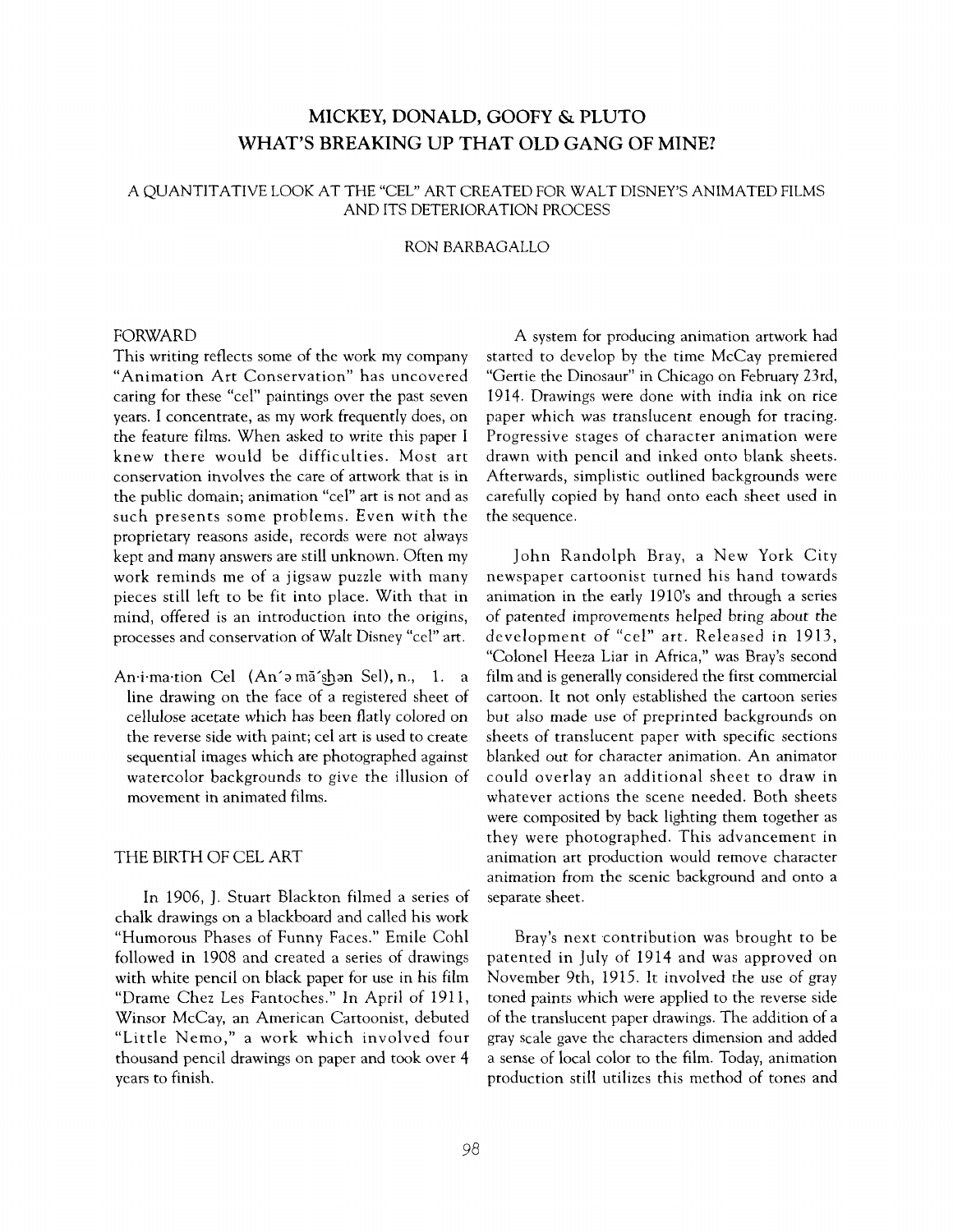# MICKEY, DONALD, GOOFY & PLUTO WHAT'S BREAKING UP THAT OLD GANG OF MINE?

### A QUANTITATIVE LOOK AT THE "CEL" ART CREATED FOR WALT DISNEY'S ANIMATED FILMS AND ITS DETERIORATION PROCESS

RON BARBAGALLO

## FORWARD

This writing reflects some of the work my company "Animation Art Conservation" has uncovered caring for these "cel" paintings over the past seven years. I concentrate, as my work frequently does, on the feature films. When asked to write this paper I knew there would be difficulties. Most art conservation involves the care of artwork that is in the public domain; animation "cel" art is not and as such presents some problems. Even with the proprietary reasons aside, records were not always kept and many answers are still unknown. Often my work reminds me of a jigsaw puzzle with many pieces still left to be fit into place. With that in mind, offered is an introduction into the origins, processes and conservation of Walt Disney "cel" art.

An·i·ma·tion Cel (An´ə mā´shən Sel), n., 1. a line drawing on the face of a registered sheet of cellulose acetate which has been flatly colored on the reverse side with paint; cel art is used to create sequential images which are photographed against watercolor backgrounds to give the illusion of movement in animated films.

## THE BIRTH OF CEL ART

In 1906, J. Stuart Blackton filmed a series of chalk drawings on a blackboard and called his work "Humorous Phases of Funny Faces." Emile Cohl followed in 1908 and created a series of drawings with white pencil on black paper for use in his film "Drame Chez Les Fantoches." In April of 1911, Winsor McCay, an American Cartoonist, debuted "Little Nemo," a work which involved four thousand pencil drawings on paper and took over 4 years to finish.

A system for producing animation artwork had started to develop by the time McCay premiered "Gertie the Dinosaur" in Chicago on February 23rd, 1914. Drawings were done with india ink on rice paper which was translucent enough for tracing. Progressive stages of character animation were drawn with pencil and inked onto blank sheets. Afterwards, simplistic outlined backgrounds were carefully copied by hand onto each sheet used in the sequence.

John Randolph Bray, a New York City newspaper cartoonist turned his hand towards animation in the early 1910's and through a series of patented improvements helped bring about the development of "cel" art. Released in 1913, "Colonel Heeza Liar in Africa," was Bray's second film and is generally considered the first commercial cartoon. It not only established the cartoon series but also made use of preprinted backgrounds on sheets of translucent paper with specific sections blanked out for character animation. An animator could overlay an additional sheet to draw in whatever actions the scene needed. Both sheets were composited by back lighting them together as they were photographed. This advancement in animation art production would remove character animation from the scenic background and onto a separate sheet.

Bray's next contribution was brought to be patented in July of 1914 and was approved on November 9th, 1915. It involved the use of gray toned paints which were applied to the reverse side of the translucent paper drawings. The addition of a gray scale gave the characters dimension and added a sense of local color to the film. Today, animation production still utilizes this method of tones and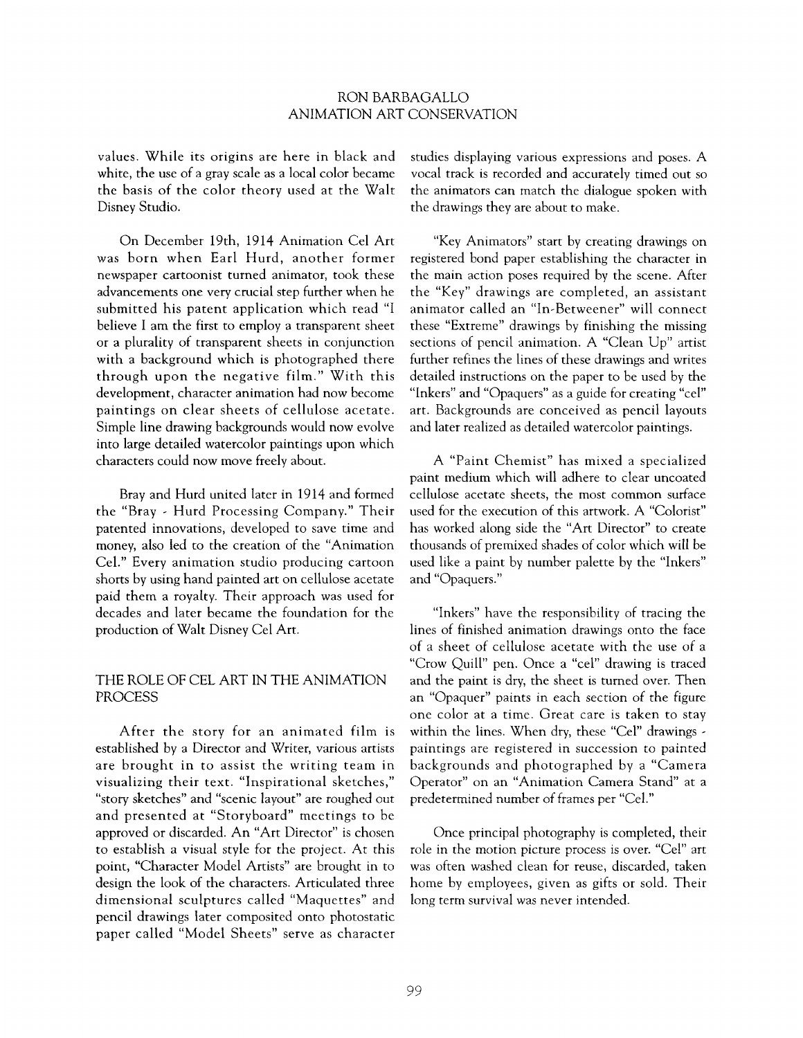values. While its origins are here in black and white, the use of a gray scale as a local color became the basis of the color theory used at the Walt Disney Studio.

On December 19th, 1914 Animation Cel Art was born when Earl Hurd, another former newspaper cartoonist turned animator, took these advancements one very crucial step further when he submitted his patent application which read "I believe I am the first to employ a transparent sheet or a plurality of transparent sheets in conjunction with a background which is photographed there through upon the negative film." With this development, character animation had now become paintings on clear sheets of cellulose acetate. Simple line drawing backgrounds would now evolve into large detailed watercolor paintings upon which characters could now move freely about.

Bray and Hurd united later in 1914 and formed the "Bray - Hurd Processing Company." Their patented innovations, developed to save time and money, also led to the creation of the "Animation Cel." Every animation studio producing cartoon shorts by using hand painted art on cellulose acetate paid them a royalty. Their approach was used for decades and later became the foundation for the production of Walt Disney Cel Art.

## THE ROLE OF CEL ART IN THE ANIMATION PROCESS

After the story for an animated film is established by a Director and Writer, various artists are brought in to assist the writing team in visualizing their text. "Inspirational sketches," "story sketches" and "scenic layout" are roughed out and presented at "Storyboard" meetings to be approved or discarded. An "Art Director" is chosen to establish a visual style for the project. At this point, "Character Model Artists" are brought in to design the look of the characters. Articulated three dimensional sculptures called "Maquettes" and pencil drawings later composited onto photostatic paper called "Model Sheets" serve as character studies displaying various expressions and poses. A vocal track is recorded and accurately timed out so the animators can match the dialogue spoken with the drawings they are about to make.

"Key Animators" start by creating drawings on registered bond paper establishing the character in the main action poses required by the scene. After the "Key" drawings are completed, an assistant animator called an "In-Betweener" will connect these "Extreme" drawings by finishing the missing sections of pencil animation. A "Clean Up" artist further refines the lines of these drawings and writes detailed instructions on the paper to be used by the "Inkers" and "Opaquers" as a guide for creating "cel" art. Backgrounds are conceived as pencil layouts and later realized as detailed watercolor paintings.

A "Paint Chemist" has mixed a specialized paint medium which will adhere to clear uncoated cellulose acetate sheets, the most common surface used for the execution of this artwork. A "Colorist" has worked along side the "Art Director" to create thousands of premixed shades of color which will be used like a paint by number palette by the "Inkers" and "Opaquers."

"Inkers" have the responsibility of tracing the lines of finished animation drawings onto the face of a sheet of cellulose acetate with the use of a "Crow Quill" pen. Once a "cel" drawing is traced and the paint is dry, the sheet is turned over. Then an "Opaquer" paints in each section of the figure one color at a time. Great care is taken to stay within the lines. When dry, these "Cel" drawings - paintings are registered in succession to painted backgrounds and photographed by a "Camera Operator" on an "Animation Camera Stand" at a predetermined number of frames per "Cel."

Once principal photography is completed, their role in the motion picture process is over. "Cel" art was often washed clean for reuse, discarded, taken home by employees, given as gifts or sold. Their long term survival was never intended.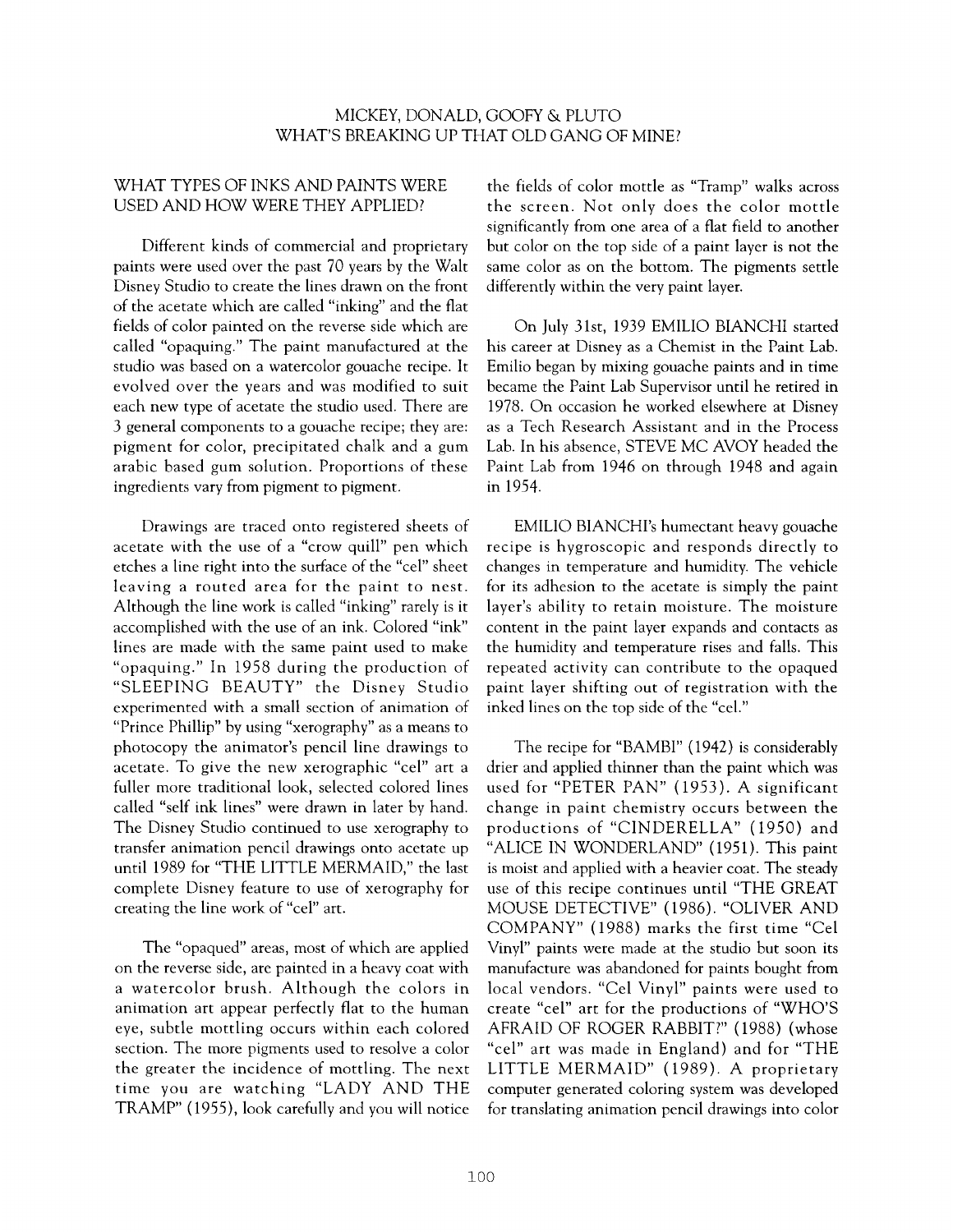## MICKEY, DONALD, GOOFY & PLUTO WHAT'S BREAKING UP THAT OLD GANG OF MINE?

### WHAT TYPES OF INKS AND PAINTS WERE USED AND HOW WERE THEY APPLIED?

Different kinds of commercial and proprietary paints were used over the past 70 years by the Walt Disney Studio to create the lines drawn on the front of the acetate which are called "inking" and the flat fields of color painted on the reverse side which are called "opaquing." The paint manufactured at the studio was based on a watercolor gouache recipe. It evolved over the years and was modified to suit each new type of acetate the studio used. There are 3 general components to a gouache recipe; they are: pigment for color, precipitated chalk and a gum arabic based gum solution. Proportions of these ingredients vary from pigment to pigment.

Drawings are traced onto registered sheets of acetate with the use of a "crow quill" pen which etches a line right into the surface of the "cel" sheet leaving a routed area for the paint to nest. Although the line work is called "inking" rarely is it accomplished with the use of an ink. Colored "ink" lines are made with the same paint used to make "opaquing." In 1958 during the production of "SLEEPING BEAUTY" the Disney Studio experimented with a small section of animation of "Prince Phillip" by using "xerography" as a means to photocopy the animator's pencil line drawings to acetate. To give the new xerographic "cel" art a fuller more traditional look, selected colored lines called "self ink lines" were drawn in later by hand. The Disney Studio continued to use xerography to transfer animation pencil drawings onto acetate up until 1989 for "THE LITTLE MERMAID," the last complete Disney feature to use of xerography for creating the line work of "cel" art.

The "opaqued" areas, most of which are applied on the reverse side, are painted in a heavy coat with a watercolor brush. Although the colors in animation art appear perfectly flat to the human eye, subtle mottling occurs within each colored section. The more pigments used to resolve a color the greater the incidence of mottling. The next time you are watching "LADY AND THE TRAMP" (1955), look carefully and you will notice the fields of color mottle as "Tramp" walks across the screen. Not only does the color mottle significantly from one area of a flat field to another but color on the top side of a paint layer is not the same color as on the bottom. The pigments settle differently within the very paint layer.

On July 31st, 1939 EMILIO BIANCHI started his career at Disney as a Chemist in the Paint Lab. Emilio began by mixing gouache paints and in time became the Paint Lab Supervisor until he retired in 1978. On occasion he worked elsewhere at Disney as a Tech Research Assistant and in the Process Lab. In his absence, STEVE MC AVOY headed the Paint Lab from 1946 on through 1948 and again in 1954.

EMILIO BIANCHI's humectant heavy gouache recipe is hygroscopic and responds directly to changes in temperature and humidity. The vehicle for its adhesion to the acetate is simply the paint layer's ability to retain moisture. The moisture content in the paint layer expands and contacts as the humidity and temperature rises and falls. This repeated activity can contribute to the opaqued paint layer shifting out of registration with the inked lines on the top side of the "cel."

The recipe for "BAMBI" (1942) is considerably drier and applied thinner than the paint which was used for "PETER PAN" (1953). A significant change in paint chemistry occurs between the productions of "CINDERELLA" (1950) and "ALICE IN WONDERLAND" (1951). This paint is moist and applied with a heavier coat. The steady use of this recipe continues until "THE GREAT MOUSE DETECTIVE" (1986). "OLIVER AND COMPANY" (1988) marks the first time "Cel Vinyl" paints were made at the studio but soon its manufacture was abandoned for paints bought from local vendors. "Cel Vinyl" paints were used to create "cel" art for the productions of "WHO'S AFRAID OF ROGER RABBIT?" (1988) (whose "cel" art was made in England) and for "THE LITTLE MERMAID" (1989). A proprietary computer generated coloring system was developed for translating animation pencil drawings into color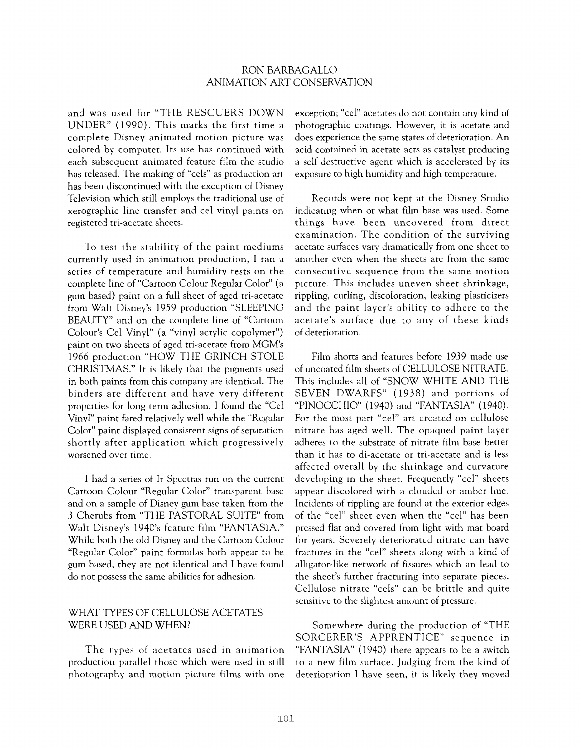and was used for "THE RESCUERS DOWN UNDER" (1990). This marks the first time a complete Disney animated motion picture was colored by computer. Its use has continued with each subsequent animated feature film the studio has released. The making of "cels" as production art has been discontinued with the exception of Disney Television which still employs the traditional use of xerographic line transfer and cel vinyl paints on registered tri-acetate sheets.

To test the stability of the paint mediums currently used in animation production, I ran a series of temperature and humidity tests on the complete line of "Cartoon Colour Regular Color" (a gum based) paint on a full sheet of aged tri-acetate from Walt Disney's 1959 production "SLEEPING BEAUTY" and on the complete line of "Cartoon Colour's Cel Vinyl" (a "vinyl acrylic copolymer") paint on two sheets of aged tri-acetate from MGM's 1966 production "HOW THE GRINCH STOLE CHRISTMAS." It is likely that the pigments used in both paints from this company are identical. The binders are different and have very different properties for long term adhesion. I found the "Cel Vinyl" paint fared relatively well while the "Regular Color" paint displayed consistent signs of separation shortly after application which progressively worsened over time.

I had a series of Ir Spectras run on the current Cartoon Colour "Regular Color" transparent base and on a sample of Disney gum base taken from the 3 Cherubs from "THE PASTORAL SUITE" from Walt Disney's 1940's feature film "FANTASIA." While both the old Disney and the Cartoon Colour "Regular Color" paint formulas both appear to be gum based, they are not identical and I have found do not possess the same abilities for adhesion.

## WHAT TYPES OF CELLULOSE ACETATES WERE USED AND WHEN?

The types of acetates used in animation production parallel those which were used in still photography and motion picture films with one exception; "cel" acetates do not contain any kind of photographic coatings. However, it is acetate and does experience the same states of deterioration. An acid contained in acetate acts as catalyst producing a self destructive agent which is accelerated by its exposure to high humidity and high temperature.

Records were not kept at the Disney Studio indicating when or what film base was used. Some things have been uncovered from direct examination. The condition of the surviving acetate surfaces vary dramatically from one sheet to another even when the sheets are from the same consecutive sequence from the same motion picture. This includes uneven sheet shrinkage, rippling, curling, discoloration, leaking plasticizers and the paint layer's ability to adhere to the acetate's surface due to any of these kinds of deterioration.

Film shorts and features before 1939 made use of uncoated film sheets of CELLULOSE NITRATE. This includes all of "SNOW WHITE AND THE SEVEN DWARFS" (1938) and portions of "PINOCCHIO" (1940) and "FANTASIA" (1940). For the most part "cel" art created on cellulose nitrate has aged well. The opaqued paint layer adheres to the substrate of nitrate film base better than it has to di-acetate or tri-acetate and is less affected overall by the shrinkage and curvature developing in the sheet. Frequently "cel" sheets appear discolored with a clouded or amber hue. Incidents of rippling are found at the exterior edges of the "cel" sheet even when the "cel" has been pressed flat and covered from light with mat board for years. Severely deteriorated nitrate can have fractures in the "cel" sheets along with a kind of alligator-like network of fissures which an lead to the sheet's further fracturing into separate pieces. Cellulose nitrate "cels" can be brittle and quite sensitive to the slightest amount of pressure.

Somewhere during the production of "THE SORCERER'S APPRENTICE" sequence in "FANTASIA" (1940) there appears to be a switch to a new film surface. Judging from the kind of deterioration I have seen, it is likely they moved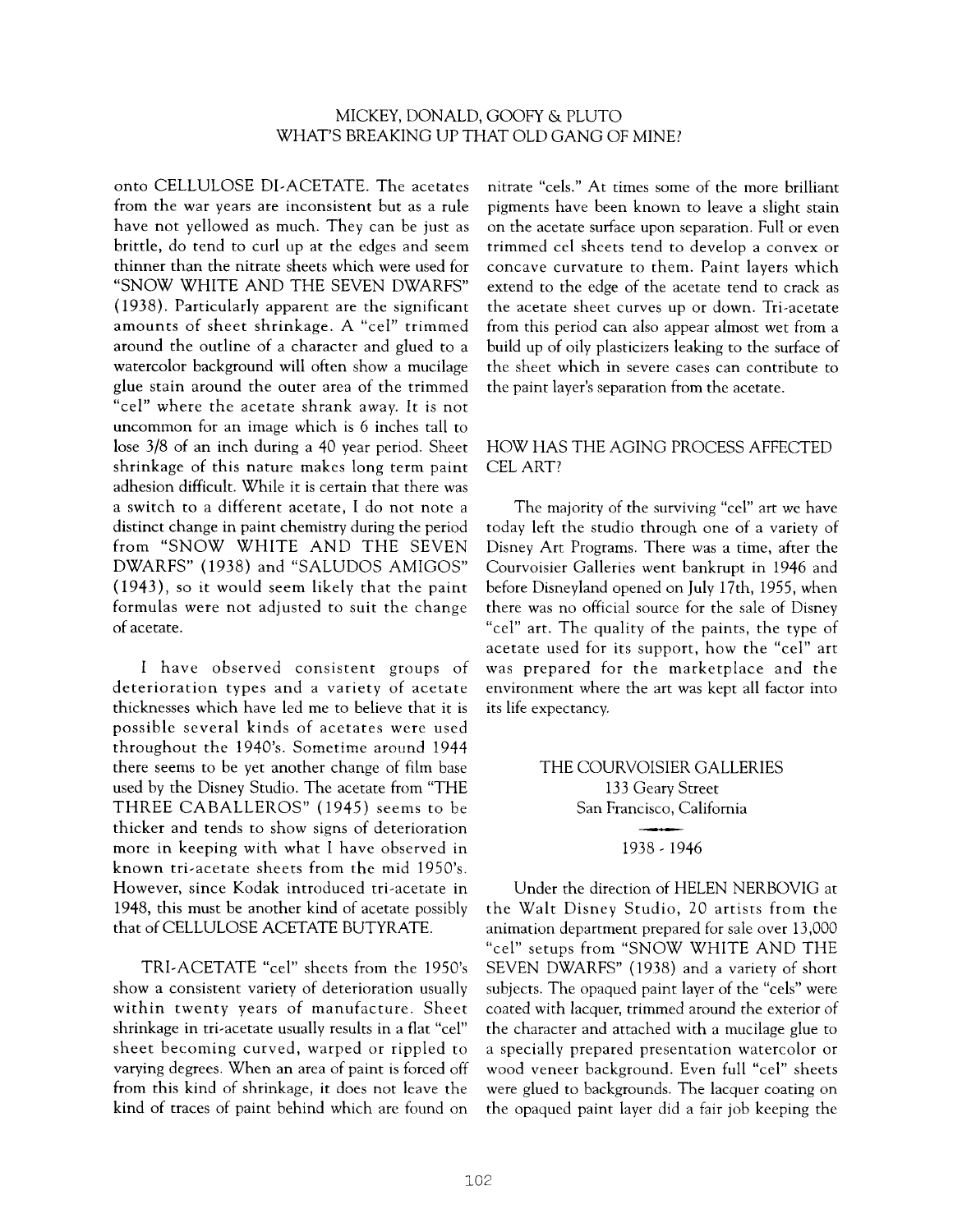onto CELLULOSE DI-ACETATE. The acetates from the war years are inconsistent but as a rule have not yellowed as much. They can be just as brittle, do tend to curl up at the edges and seem thinner than the nitrate sheets which were used for "SNOW WHITE AND THE SEVEN DWARFS" (1938). Particularly apparent are the significant amounts of sheet shrinkage. A "cel" trimmed around the outline of a character and glued to a watercolor background will often show a mucilage glue stain around the outer area of the trimmed "cel" where the acetate shrank away. It is not uncommon for an image which is 6 inches tall to lose 3/8 of an inch during a 40 year period. Sheet shrinkage of this nature makes long term paint adhesion difficult. While it is certain that there was a switch to a different acetate, I do not note a distinct change in paint chemistry during the period from "SNOW WHITE AND THE SEVEN DWARFS" (1938) and "SALUDOS AMIGOS" (1943), so it would seem likely that the paint formulas were not adjusted to suit the change of acetate.

I have observed consistent groups of deterioration types and a variety of acetate thicknesses which have led me to believe that it is possible several kinds of acetates were used throughout the 1940's. Sometime around 1944 there seems to be yet another change of film base used by the Disney Studio. The acetate from "THE THREE CABALLEROS" (1945) seems to be thicker and tends to show signs of deterioration more in keeping with what I have observed in known tri-acetate sheets from the mid 1950's. However, since Kodak introduced tri-acetate in 1948, this must be another kind of acetate possibly that of CELLULOSE ACETATE BUTYRATE.

TRI-ACETATE "cel" sheets from the 1950's show a consistent variety of deterioration usually within twenty years of manufacture. Sheet shrinkage in tri-acetate usually results in a flat "cel" sheet becoming curved, warped or rippled to varying degrees. When an area of paint is forced off from this kind of shrinkage, it does not leave the kind of traces of paint behind which are found on nitrate "cels." At times some of the more brilliant pigments have been known to leave a slight stain on the acetate surface upon separation. Full or even trimmed cel sheets tend to develop a convex or concave curvature to them. Paint layers which extend to the edge of the acetate tend to crack as the acetate sheet curves up or down. Tri-acetate from this period can also appear almost wet from a build up of oily plasticizers leaking to the surface of the sheet which in severe cases can contribute to the paint layer's separation from the acetate.

## HOW HAS THE AGING PROCESS AFFECTED CEL ART?

The majority of the surviving "cel" art we have today left the studio through one of a variety of Disney Art Programs. There was a time, after the Courvoisier Galleries went bankrupt in 1946 and before Disneyland opened on July 17th, 1955, when there was no official source for the sale of Disney "cel" art. The quality of the paints, the type of acetate used for its support, how the "cel" art was prepared for the marketplace and the environment where the art was kept all factor into its life expectancy.

### THE COURVOISIER GALLERIES
133 Geary Street
San Francisco, California

1938 - 1946

Under the direction of HELEN NERBOVIG at the Walt Disney Studio, 20 artists from the animation department prepared for sale over 13,000 "cel" setups from "SNOW WHITE AND THE SEVEN DWARFS" (1938) and a variety of short subjects. The opaqued paint layer of the "cels" were coated with lacquer, trimmed around the exterior of the character and attached with a mucilage glue to a specially prepared presentation watercolor or wood veneer background. Even full "cel" sheets were glued to backgrounds. The lacquer coating on the opaqued paint layer did a fair job keeping the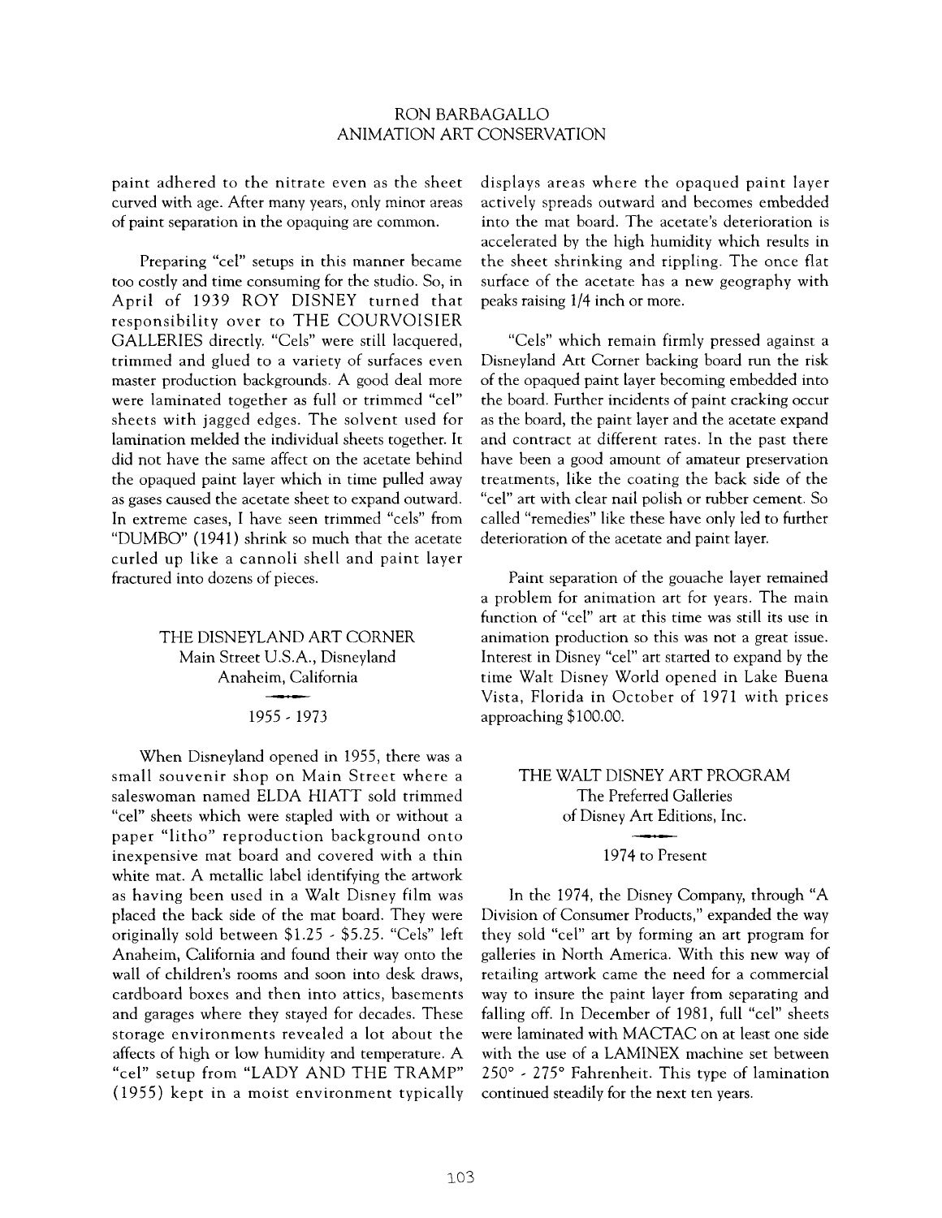paint adhered to the nitrate even as the sheet curved with age. After many years, only minor areas of paint separation in the opaquing are common.

Preparing "cel" setups in this manner became too costly and time consuming for the studio. So, in April of 1939 ROY DISNEY turned that responsibility over to THE COURVOISIER GALLERIES directly. "Cels" were still lacquered, trimmed and glued to a variety of surfaces even master production backgrounds. A good deal more were laminated together as full or trimmed "cel" sheets with jagged edges. The solvent used for lamination melded the individual sheets together. It did not have the same affect on the acetate behind the opaqued paint layer which in time pulled away as gases caused the acetate sheet to expand outward. In extreme cases, I have seen trimmed "cels" from "DUMBO" (1941) shrink so much that the acetate curled up like a cannoli shell and paint layer fractured into dozens of pieces.

## THE DISNEYLAND ART CORNER
### Main Street U.S.A., Disneyland
### Anaheim, California
### 1955 - 1973

When Disneyland opened in 1955, there was a small souvenir shop on Main Street where a saleswoman named ELDA HIATT sold trimmed "cel" sheets which were stapled with or without a paper "litho" reproduction background onto inexpensive mat board and covered with a thin white mat. A metallic label identifying the artwork as having been used in a Walt Disney film was placed the back side of the mat board. They were originally sold between $1.25 - $5.25. "Cels" left Anaheim, California and found their way onto the wall of children's rooms and soon into desk draws, cardboard boxes and then into attics, basements and garages where they stayed for decades. These storage environments revealed a lot about the affects of high or low humidity and temperature. A "cel" setup from "LADY AND THE TRAMP" (1955) kept in a moist environment typically displays areas where the opaqued paint layer actively spreads outward and becomes embedded into the mat board. The acetate's deterioration is accelerated by the high humidity which results in the sheet shrinking and rippling. The once flat surface of the acetate has a new geography with peaks raising 1/4 inch or more.

"Cels" which remain firmly pressed against a Disneyland Art Corner backing board run the risk of the opaqued paint layer becoming embedded into the board. Further incidents of paint cracking occur as the board, the paint layer and the acetate expand and contract at different rates. In the past there have been a good amount of amateur preservation treatments, like the coating the back side of the "cel" art with clear nail polish or rubber cement. So called "remedies" like these have only led to further deterioration of the acetate and paint layer.

Paint separation of the gouache layer remained a problem for animation art for years. The main function of "cel" art at this time was still its use in animation production so this was not a great issue. Interest in Disney "cel" art started to expand by the time Walt Disney World opened in Lake Buena Vista, Florida in October of 1971 with prices approaching $100.00.

## THE WALT DISNEY ART PROGRAM
### The Preferred Galleries of Disney Art Editions, Inc.
### 1974 to Present

In the 1974, the Disney Company, through "A Division of Consumer Products," expanded the way they sold "cel" art by forming an art program for galleries in North America. With this new way of retailing artwork came the need for a commercial way to insure the paint layer from separating and falling off. In December of 1981, full "cel" sheets were laminated with MACTAC on at least one side with the use of a LAMINEX machine set between 250° - 275° Fahrenheit. This type of lamination continued steadily for the next ten years.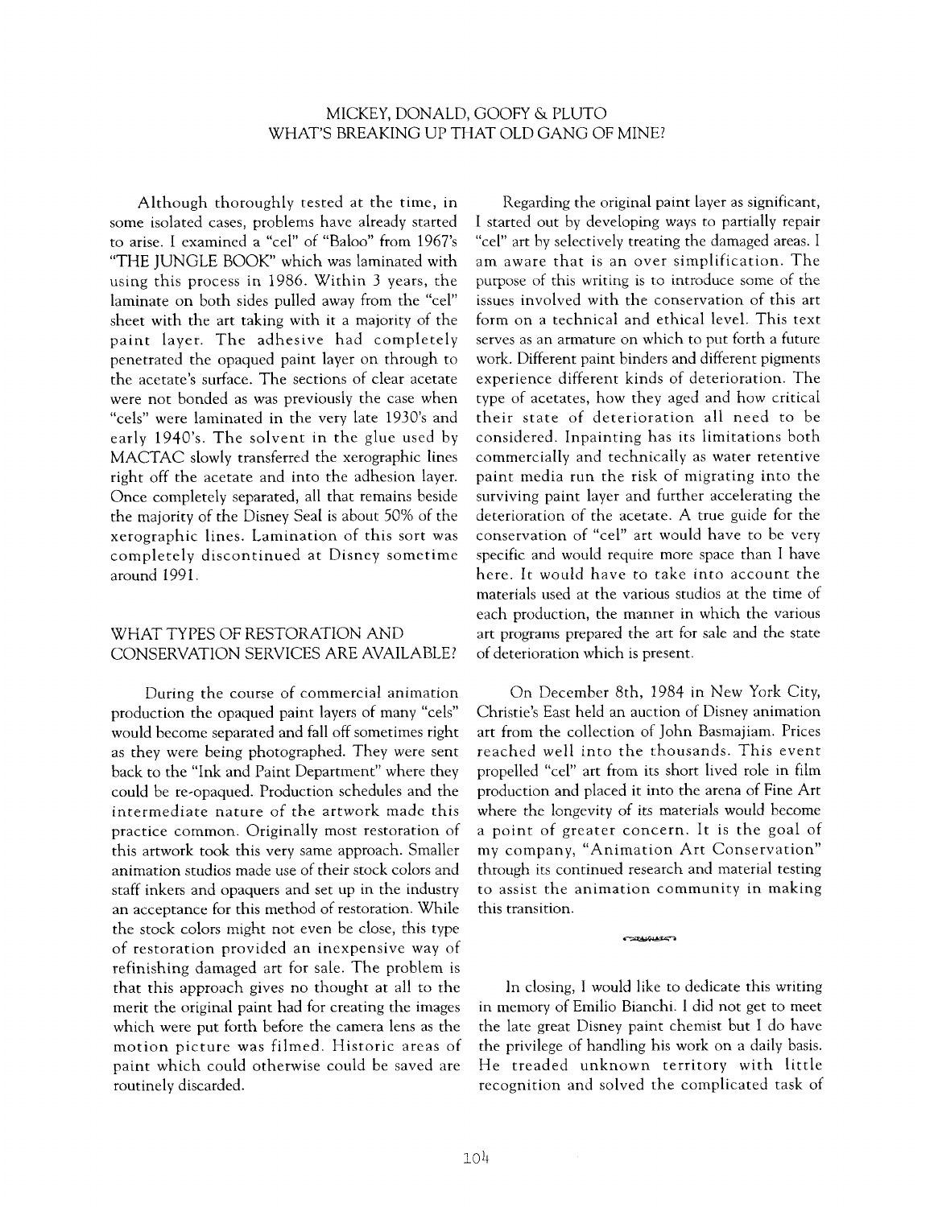MICKEY, DONALD, GOOFY & PLUTO
WHAT'S BREAKING UP THAT OLD GANG OF MINE?

Although thoroughly tested at the time, in some isolated cases, problems have already started to arise. I examined a "cel" of "Baloo" from 1967's "THE JUNGLE BOOK" which was laminated with using this process in 1986. Within 3 years, the laminate on both sides pulled away from the "cel" sheet with the art taking with it a majority of the paint layer. The adhesive had completely penetrated the opaqued paint layer on through to the acetate's surface. The sections of clear acetate were not bonded as was previously the case when "cels" were laminated in the very late 1930's and early 1940's. The solvent in the glue used by MACTAC slowly transferred the xerographic lines right off the acetate and into the adhesion layer. Once completely separated, all that remains beside the majority of the Disney Seal is about 50% of the xerographic lines. Lamination of this sort was completely discontinued at Disney sometime around 1991.

## WHAT TYPES OF RESTORATION AND CONSERVATION SERVICES ARE AVAILABLE?

During the course of commercial animation production the opaqued paint layers of many "cels" would become separated and fall off sometimes right as they were being photographed. They were sent back to the "Ink and Paint Department" where they could be re-opaqued. Production schedules and the intermediate nature of the artwork made this practice common. Originally most restoration of this artwork took this very same approach. Smaller animation studios made use of their stock colors and staff inkers and opaquers and set up in the industry an acceptance for this method of restoration. While the stock colors might not even be close, this type of restoration provided an inexpensive way of refinishing damaged art for sale. The problem is that this approach gives no thought at all to the merit the original paint had for creating the images which were put forth before the camera lens as the motion picture was filmed. Historic areas of paint which could otherwise could be saved are routinely discarded.

Regarding the original paint layer as significant, I started out by developing ways to partially repair "cel" art by selectively treating the damaged areas. I am aware that is an over simplification. The purpose of this writing is to introduce some of the issues involved with the conservation of this art form on a technical and ethical level. This text serves as an armature on which to put forth a future work. Different paint binders and different pigments experience different kinds of deterioration. The type of acetates, how they aged and how critical their state of deterioration all need to be considered. Inpainting has its limitations both commercially and technically as water retentive paint media run the risk of migrating into the surviving paint layer and further accelerating the deterioration of the acetate. A true guide for the conservation of "cel" art would have to be very specific and would require more space than I have here. It would have to take into account the materials used at the various studios at the time of each production, the manner in which the various art programs prepared the art for sale and the state of deterioration which is present.

On December 8th, 1984 in New York City, Christie's East held an auction of Disney animation art from the collection of John Basmajiam. Prices reached well into the thousands. This event propelled "cel" art from its short lived role in film production and placed it into the arena of Fine Art where the longevity of its materials would become a point of greater concern. It is the goal of my company, "Animation Art Conservation" through its continued research and material testing to assist the animation community in making this transition.

In closing, I would like to dedicate this writing in memory of Emilio Bianchi. I did not get to meet the late great Disney paint chemist but I do have the privilege of handling his work on a daily basis. He treaded unknown territory with little recognition and solved the complicated task of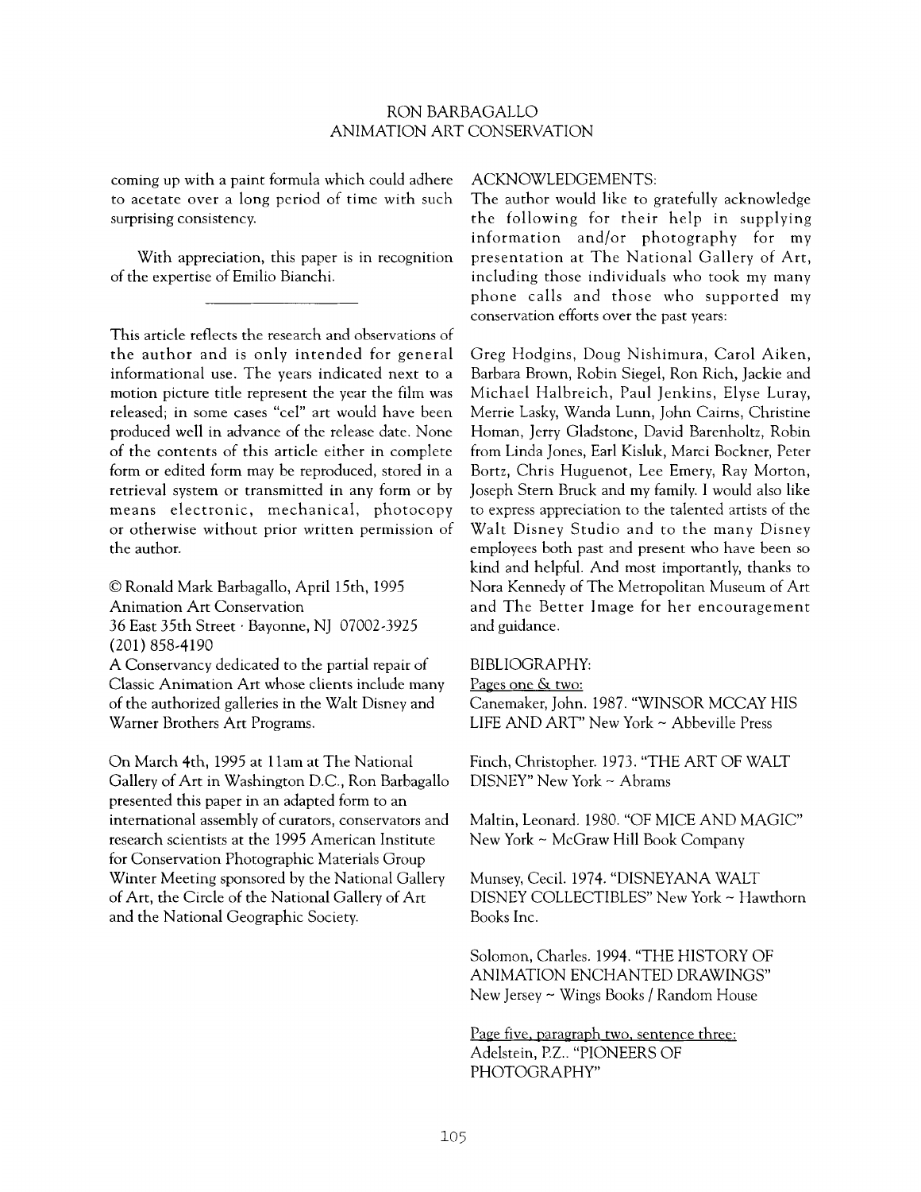coming up with a paint formula which could adhere to acetate over a long period of time with such surprising consistency.

With appreciation, this paper is in recognition of the expertise of Emilio Bianchi.

---

This article reflects the research and observations of the author and is only intended for general informational use. The years indicated next to a motion picture title represent the year the film was released; in some cases "cel" art would have been produced well in advance of the release date. None of the contents of this article either in complete form or edited form may be reproduced, stored in a retrieval system or transmitted in any form or by means electronic, mechanical, photocopy or otherwise without prior written permission of the author.

© Ronald Mark Barbagallo, April 15th, 1995
Animation Art Conservation
36 East 35th Street · Bayonne, NJ 07002-3925
(201) 858-4190
A Conservancy dedicated to the partial repair of Classic Animation Art whose clients include many of the authorized galleries in the Walt Disney and Warner Brothers Art Programs.

On March 4th, 1995 at 11am at The National Gallery of Art in Washington D.C., Ron Barbagallo presented this paper in an adapted form to an international assembly of curators, conservators and research scientists at the 1995 American Institute for Conservation Photographic Materials Group Winter Meeting sponsored by the National Gallery of Art, the Circle of the National Gallery of Art and the National Geographic Society.

ACKNOWLEDGEMENTS:

The author would like to gratefully acknowledge the following for their help in supplying information and/or photography for my presentation at The National Gallery of Art, including those individuals who took my many phone calls and those who supported my conservation efforts over the past years:

Greg Hodgins, Doug Nishimura, Carol Aiken, Barbara Brown, Robin Siegel, Ron Rich, Jackie and Michael Halbreich, Paul Jenkins, Elyse Luray, Merrie Lasky, Wanda Lunn, John Cairns, Christine Homan, Jerry Gladstone, David Barenholtz, Robin from Linda Jones, Earl Kisluk, Marci Bockner, Peter Bortz, Chris Huguenot, Lee Emery, Ray Morton, Joseph Stern Bruck and my family. I would also like to express appreciation to the talented artists of the Walt Disney Studio and to the many Disney employees both past and present who have been so kind and helpful. And most importantly, thanks to Nora Kennedy of The Metropolitan Museum of Art and The Better Image for her encouragement and guidance.

BIBLIOGRAPHY:

Pages one & two:

Canemaker, John. 1987. "WINSOR MCCAY HIS LIFE AND ART" New York ~ Abbeville Press

Finch, Christopher. 1973. "THE ART OF WALT DISNEY" New York ~ Abrams

Maltin, Leonard. 1980. "OF MICE AND MAGIC" New York ~ McGraw Hill Book Company

Munsey, Cecil. 1974. "DISNEYANA WALT DISNEY COLLECTIBLES" New York ~ Hawthorn Books Inc.

Solomon, Charles. 1994. "THE HISTORY OF ANIMATION ENCHANTED DRAWINGS" New Jersey ~ Wings Books / Random House

Page five, paragraph two, sentence three:

Adelstein, P.Z.. "PIONEERS OF PHOTOGRAPHY"